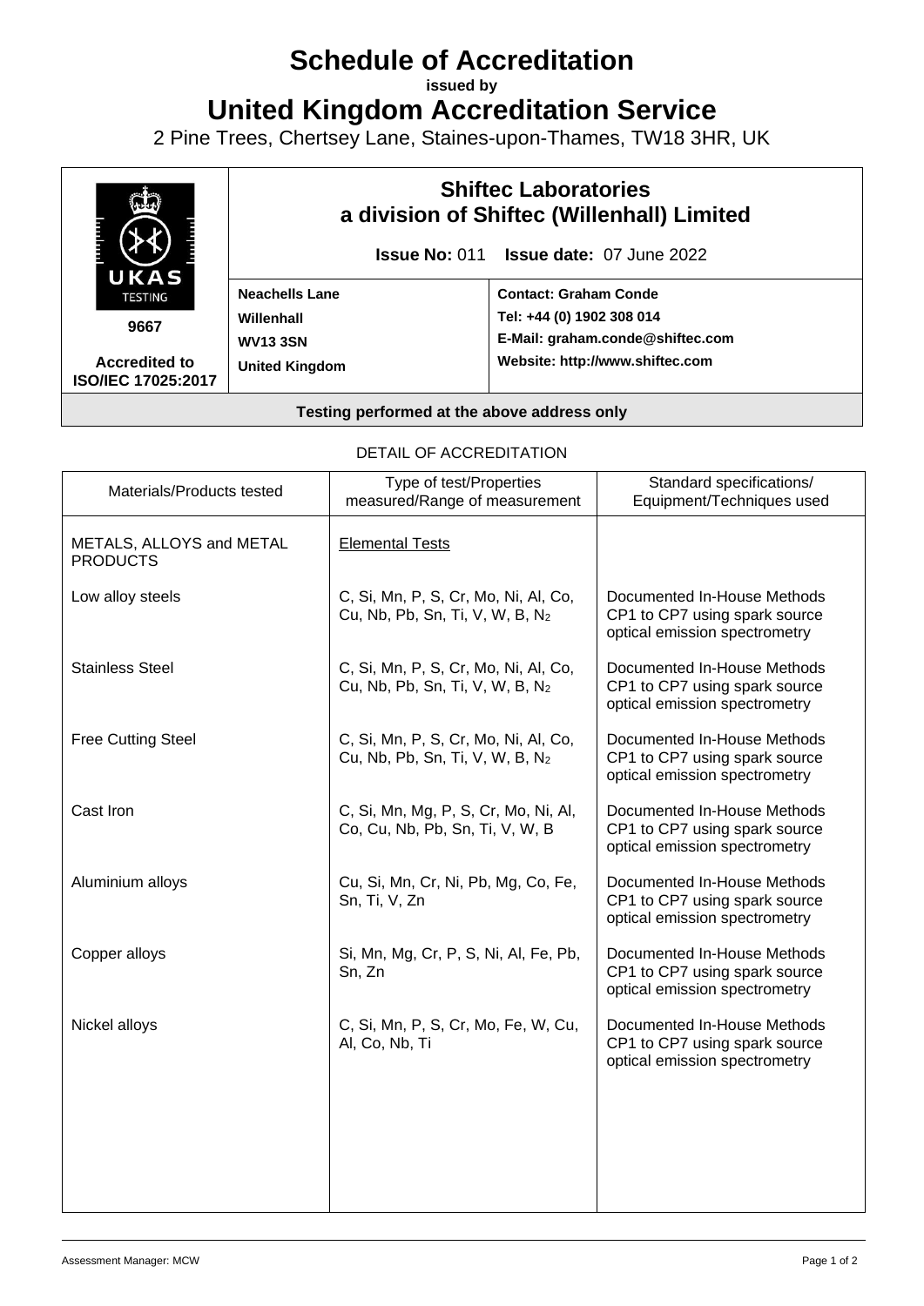# Schedule of Accreditation

issued by

# United Kingdom Accreditation Service

2 Pine Trees, Chertsey Lane, Staines-upon-Thames, TW18 3HR, UK

| UKAS TESTING 9667 Accredited to ISO/IEC 17025:2017 | **Shiftec Laboratories a division of Shiftec (Willenhall) Limited** **Issue No:** 011 **Issue date:** 07 June 2022 | |
|---|---|---|
| | **Neachells Lane** **Willenhall** **WV13 3SN** **United Kingdom** | **Contact: Graham Conde** **Tel: +44 (0) 1902 308 014** **E-Mail: graham.conde@shiftec.com** **Website: http://www.shiftec.com** |
| **Testing performed at the above address only** | | |

DETAIL OF ACCREDITATION

| Materials/Products tested | Type of test/Properties measured/Range of measurement | Standard specifications/ Equipment/Techniques used |
|---|---|---|
| METALS, ALLOYS and METAL PRODUCTS | Elemental Tests | |
| Low alloy steels | C, Si, Mn, P, S, Cr, Mo, Ni, Al, Co, Cu, Nb, Pb, Sn, Ti, V, W, B, $N_2$ | Documented In-House Methods CP1 to CP7 using spark source optical emission spectrometry |
| Stainless Steel | C, Si, Mn, P, S, Cr, Mo, Ni, Al, Co, Cu, Nb, Pb, Sn, Ti, V, W, B, $N_2$ | Documented In-House Methods CP1 to CP7 using spark source optical emission spectrometry |
| Free Cutting Steel | C, Si, Mn, P, S, Cr, Mo, Ni, Al, Co, Cu, Nb, Pb, Sn, Ti, V, W, B, $N_2$ | Documented In-House Methods CP1 to CP7 using spark source optical emission spectrometry |
| Cast Iron | C, Si, Mn, Mg, P, S, Cr, Mo, Ni, Al, Co, Cu, Nb, Pb, Sn, Ti, V, W, B | Documented In-House Methods CP1 to CP7 using spark source optical emission spectrometry |
| Aluminium alloys | Cu, Si, Mn, Cr, Ni, Pb, Mg, Co, Fe, Sn, Ti, V, Zn | Documented In-House Methods CP1 to CP7 using spark source optical emission spectrometry |
| Copper alloys | Si, Mn, Mg, Cr, P, S, Ni, Al, Fe, Pb, Sn, Zn | Documented In-House Methods CP1 to CP7 using spark source optical emission spectrometry |
| Nickel alloys | C, Si, Mn, P, S, Cr, Mo, Fe, W, Cu, Al, Co, Nb, Ti | Documented In-House Methods CP1 to CP7 using spark source optical emission spectrometry |

Assessment Manager: MCW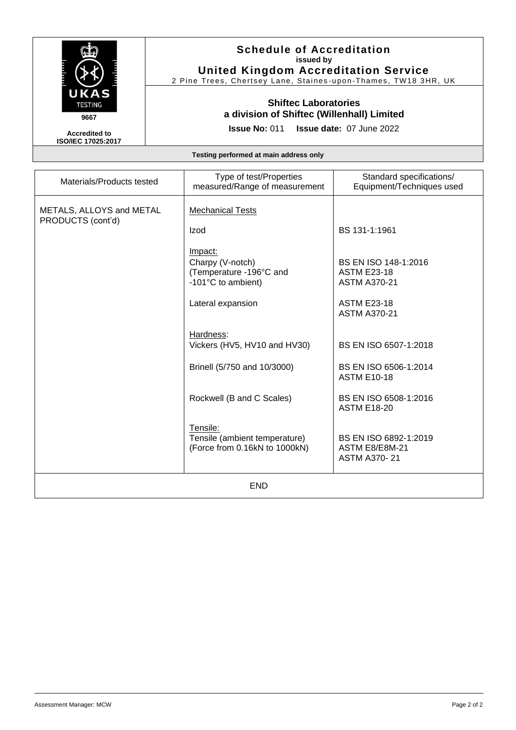**Schedule of Accreditation**
**issued by**
**United Kingdom Accreditation Service**
2 Pine Trees, Chertsey Lane, Staines-upon-Thames, TW18 3HR, UK

UKAS TESTING
**9667**
**Accredited to ISO/IEC 17025:2017**

**Shiftec Laboratories**
**a division of Shiftec (Willenhall) Limited**

**Issue No:** 011 **Issue date:** 07 June 2022

**Testing performed at main address only**

| Materials/Products tested | Type of test/Properties measured/Range of measurement | Standard specifications/ Equipment/Techniques used |
|---|---|---|
| METALS, ALLOYS and METAL PRODUCTS (cont'd) | Mechanical Tests | |
| | Izod | BS 131-1:1961 |
| | Impact:<br>Charpy (V-notch)<br>(Temperature -196°C and -101°C to ambient) | BS EN ISO 148-1:2016<br>ASTM E23-18<br>ASTM A370-21 |
| | Lateral expansion | ASTM E23-18<br>ASTM A370-21 |
| | Hardness:<br>Vickers (HV5, HV10 and HV30) | BS EN ISO 6507-1:2018 |
| | Brinell (5/750 and 10/3000) | BS EN ISO 6506-1:2014<br>ASTM E10-18 |
| | Rockwell (B and C Scales) | BS EN ISO 6508-1:2016<br>ASTM E18-20 |
| | Tensile:<br>Tensile (ambient temperature)<br>(Force from 0.16kN to 1000kN) | BS EN ISO 6892-1:2019<br>ASTM E8/E8M-21<br>ASTM A370- 21 |

END

Assessment Manager: MCW